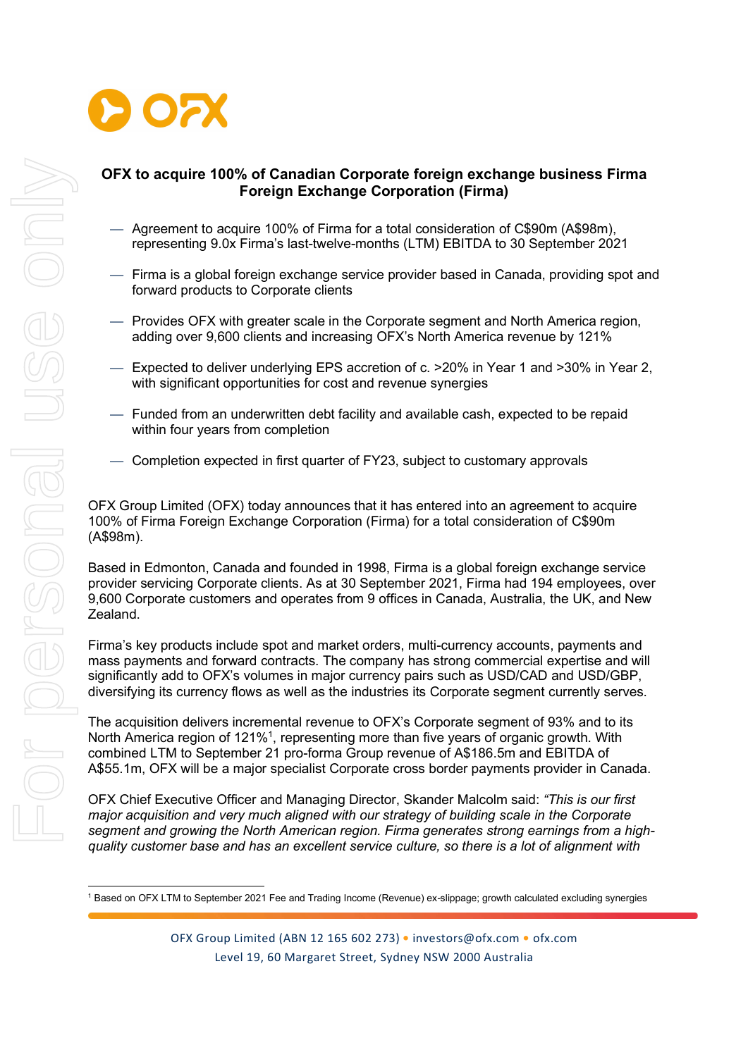# OFX to acquire 100% of Canadian Corporate foreign exchange business Firma Foreign Exchange Corporation (Firma)

- Agreement to acquire 100% of Firma for a total consideration of C$90m (A$98m), representing 9.0x Firma's last-twelve-months (LTM) EBITDA to 30 September 2021
- Firma is a global foreign exchange service provider based in Canada, providing spot and forward products to Corporate clients
- Provides OFX with greater scale in the Corporate segment and North America region, adding over 9,600 clients and increasing OFX's North America revenue by 121%
- Expected to deliver underlying EPS accretion of c. >20% in Year 1 and >30% in Year 2, with significant opportunities for cost and revenue synergies
- Funded from an underwritten debt facility and available cash, expected to be repaid within four years from completion
- Completion expected in first quarter of FY23, subject to customary approvals

OFX Group Limited (OFX) today announces that it has entered into an agreement to acquire 100% of Firma Foreign Exchange Corporation (Firma) for a total consideration of C$90m (A$98m).

Based in Edmonton, Canada and founded in 1998, Firma is a global foreign exchange service provider servicing Corporate clients. As at 30 September 2021, Firma had 194 employees, over 9,600 Corporate customers and operates from 9 offices in Canada, Australia, the UK, and New Zealand.

Firma's key products include spot and market orders, multi-currency accounts, payments and mass payments and forward contracts. The company has strong commercial expertise and will significantly add to OFX's volumes in major currency pairs such as USD/CAD and USD/GBP, diversifying its currency flows as well as the industries its Corporate segment currently serves.

The acquisition delivers incremental revenue to OFX's Corporate segment of 93% and to its North America region of 121%[1], representing more than five years of organic growth. With combined LTM to September 21 pro-forma Group revenue of A$186.5m and EBITDA of A$55.1m, OFX will be a major specialist Corporate cross border payments provider in Canada.

OFX Chief Executive Officer and Managing Director, Skander Malcolm said: *"This is our first major acquisition and very much aligned with our strategy of building scale in the Corporate segment and growing the North America region. Firma generates strong earnings from a high-quality customer base and has an excellent service culture, so there is a lot of alignment with*

[1] Based on OFX LTM to September 2021 Fee and Trading Income (Revenue) ex-slippage; growth calculated excluding synergies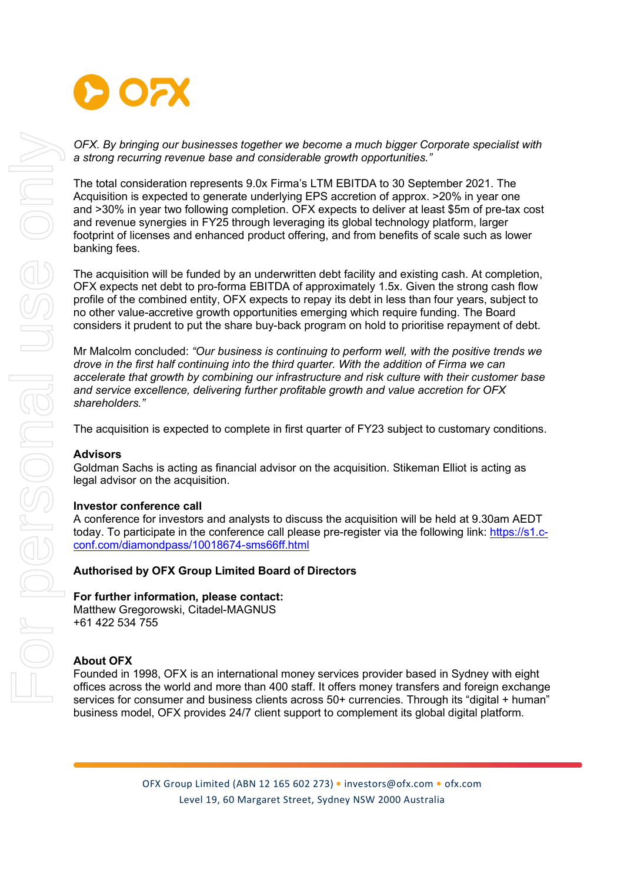*OFX. By bringing our businesses together we become a much bigger Corporate specialist with a strong recurring revenue base and considerable growth opportunities."*

The total consideration represents 9.0x Firma's LTM EBITDA to 30 September 2021. The Acquisition is expected to generate underlying EPS accretion of approx. >20% in year one and >30% in year two following completion. OFX expects to deliver at least $5m of pre-tax cost and revenue synergies in FY25 through leveraging its global technology platform, larger footprint of licenses and enhanced product offering, and from benefits of scale such as lower banking fees.

The acquisition will be funded by an underwritten debt facility and existing cash. At completion, OFX expects net debt to pro-forma EBITDA of approximately 1.5x. Given the strong cash flow profile of the combined entity, OFX expects to repay its debt in less than four years, subject to no other value-accretive growth opportunities emerging which require funding. The Board considers it prudent to put the share buy-back program on hold to prioritise repayment of debt.

Mr Malcolm concluded: *"Our business is continuing to perform well, with the positive trends we drove in the first half continuing into the third quarter. With the addition of Firma we can accelerate that growth by combining our infrastructure and risk culture with their customer base and service excellence, delivering further profitable growth and value accretion for OFX shareholders."*

The acquisition is expected to complete in first quarter of FY23 subject to customary conditions.

**Advisors**
Goldman Sachs is acting as financial advisor on the acquisition. Stikeman Elliot is acting as legal advisor on the acquisition.

**Investor conference call**
A conference for investors and analysts to discuss the acquisition will be held at 9.30am AEDT today. To participate in the conference call please pre-register via the following link: https://s1.c-conf.com/diamondpass/10018674-sms66ff.html

**Authorised by OFX Group Limited Board of Directors**

**For further information, please contact:**
Matthew Gregorowski, Citadel-MAGNUS
+61 422 534 755

**About OFX**
Founded in 1998, OFX is an international money services provider based in Sydney with eight offices across the world and more than 400 staff. It offers money transfers and foreign exchange services for consumer and business clients across 50+ currencies. Through its "digital + human" business model, OFX provides 24/7 client support to complement its global digital platform.

OFX Group Limited (ABN 12 165 602 273) • investors@ofx.com • ofx.com
Level 19, 60 Margaret Street, Sydney NSW 2000 Australia